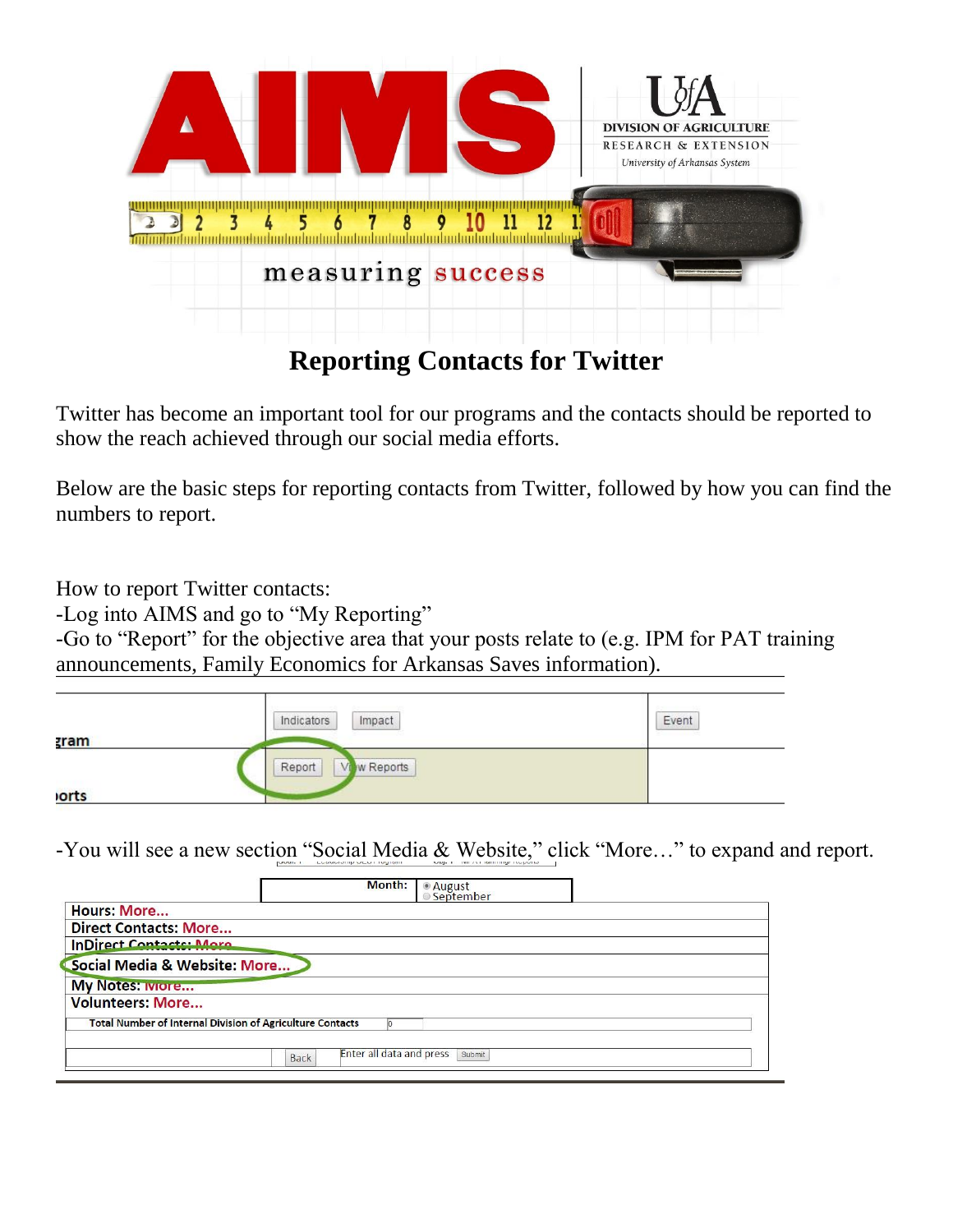# Reporting Contacts for Twitter

Twitter has become an important tool for our programs and the contacts should be reported to show the reach achieved through our social media efforts.

Below are the basic steps for reporting contacts from Twitter, followed by how you can find the numbers to report.

How to report Twitter contacts:

-Log into AIMS and go to "My Reporting"

-Go to "Report" for the objective area that your posts relate to (e.g. IPM for PAT training announcements, Family Economics for Arkansas Saves information).

-You will see a new section "Social Media & Website," click "More…" to expand and report.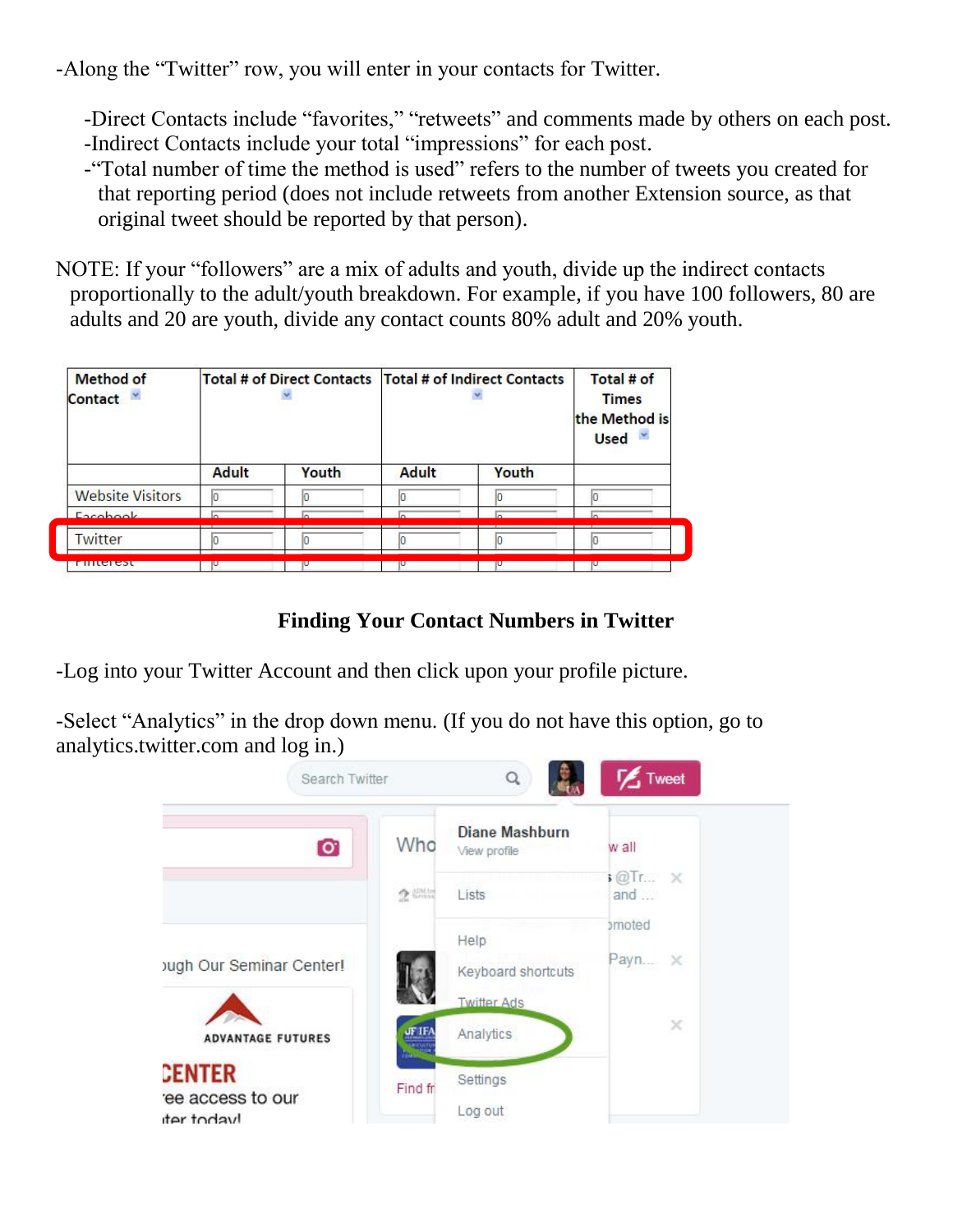-Along the "Twitter" row, you will enter in your contacts for Twitter.

- -Direct Contacts include "favorites," "retweets" and comments made by others on each post.
- -Indirect Contacts include your total "impressions" for each post.
- -"Total number of time the method is used" refers to the number of tweets you created for that reporting period (does not include retweets from another Extension source, as that original tweet should be reported by that person).

NOTE: If your "followers" are a mix of adults and youth, divide up the indirect contacts proportionally to the adult/youth breakdown. For example, if you have 100 followers, 80 are adults and 20 are youth, divide any contact counts 80% adult and 20% youth.

| Method of Contact | Total # of Direct Contacts | | Total # of Indirect Contacts | | Total # of Times the Method is Used |
|---|---|---|---|---|---|
| | Adult | Youth | Adult | Youth | |
| Website Visitors | 0 | 0 | 0 | 0 | 0 |
| Facebook | 0 | 0 | 0 | 0 | 0 |
| Twitter | 0 | 0 | 0 | 0 | 0 |
| Pinterest | 0 | 0 | 0 | 0 | 0 |

**Finding Your Contact Numbers in Twitter**

-Log into your Twitter Account and then click upon your profile picture.

-Select "Analytics" in the drop down menu. (If you do not have this option, go to analytics.twitter.com and log in.)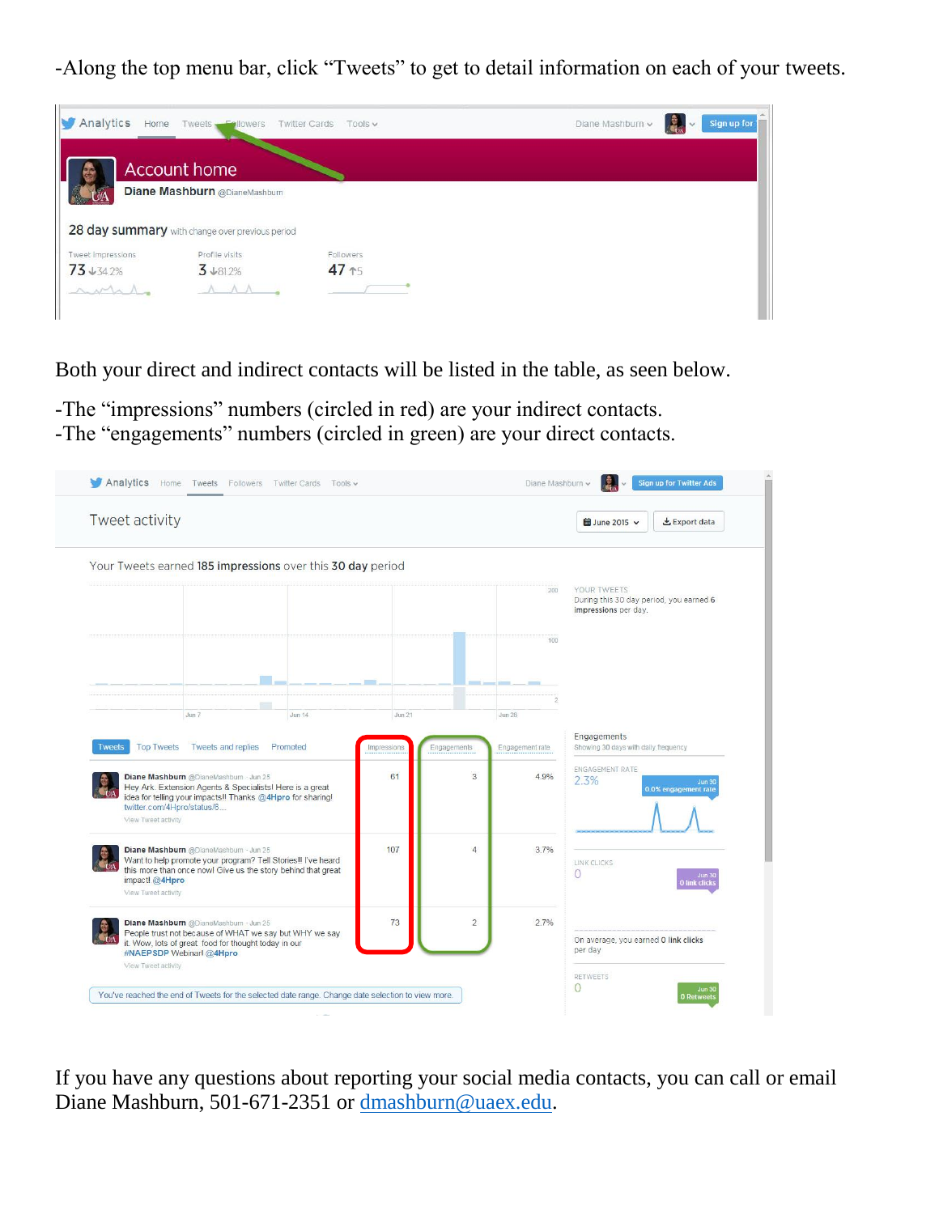-Along the top menu bar, click "Tweets" to get to detail information on each of your tweets.

Both your direct and indirect contacts will be listed in the table, as seen below.

-The "impressions" numbers (circled in red) are your indirect contacts.
-The "engagements" numbers (circled in green) are your direct contacts.

If you have any questions about reporting your social media contacts, you can call or email Diane Mashburn, 501-671-2351 or [dmashburn@uaex.edu](mailto:dmashburn@uaex.edu).